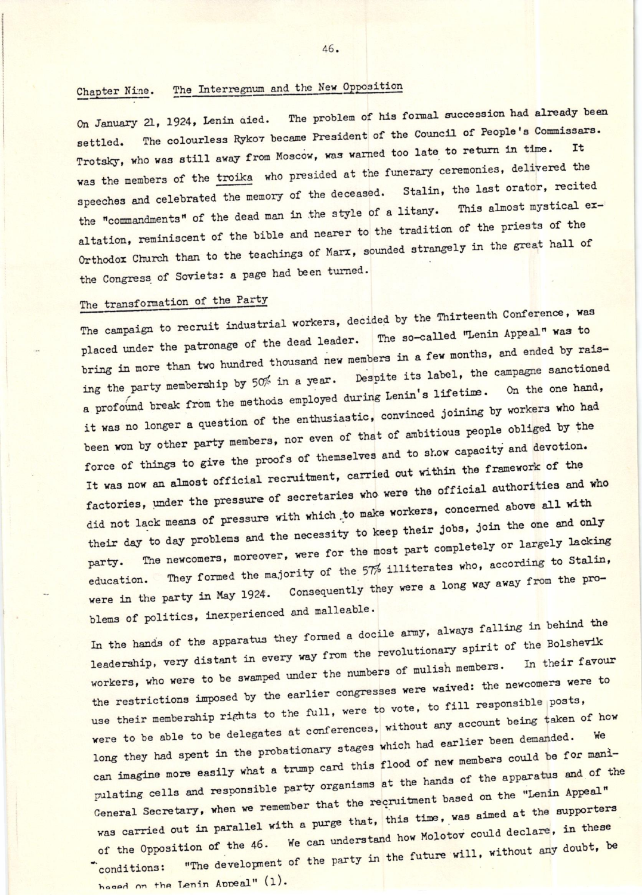## Chapter Nine. The Interregnum and the New Opposition

On January 21, 1924, Lenin died. The problem of his formal succession had already been settled. The colourless Rykov became President of the Council of People's Commissars. Trotsky, who was still away from Moscow, was warned too late to return in time. It was the members of the troika who presided at the funerary ceremonies, delivered the speeches and celebrated the memory of the deceased. Stalin, the last orator, recited the "commandments" of the dead man in the style of a litany. This almost mystical exaltation, reminiscent of the bible and nearer to the tradition of the priests of the Orthodox Church than to the teachings of Marx, sounded strangely in the great hall of the Congress of Soviets: a page had been turned.

### The transformation of the Party

The campaign to recruit industrial workers, decided by the Thirteenth Conference, was placed under the patronage of the dead leader. The so-called "Lenin Appeal" was to bring in more than two hundred thousand new members in a few months, and ended by raising the party membership by 50% in a year. Despite its label, the campagne sanctioned a profound break from the methods employed during Lenin's lifetime. On the one hand, it was no longer a question of the enthusiastic, convinced joining by workers who had been won by other party members, nor even of that of ambitious people obliged by the force of things to give the proofs of themselves and to show capacity and devotion. It was now an almost official recruitment, carried out within the framework of the factories, under the pressure of secretaries who were the official authorities and who did not lack means of pressure with which to make workers, concerned above all with their day to day problems and the necessity to keep their jobs, join the one and only party. The newcomers, moreover, were for the most part completely or largely lacking education. They formed the majority of the 57% illiterates who, according to Stalin, were in the party in May 1924. Consequently they were a long way away from the problems of politics, inexperienced and malleable.

In the hands of the apparatus they formed a docile army, always falling in behind the leadership, very distant in every way from the revolutionary spirit of the Bolshevik workers, who were to be swamped under the numbers of mulish members. In their favour the restrictions imposed by the earlier congresses were waived: the newcomers were to use their membership rights to the full, were to vote, to fill responsible posts, were to be able to be delegates at conferences, without any account being taken of how long they had spent in the probationary stages which had earlier been demanded. We can imagine more easily what a trump card this flood of new members could be for manipulating cells and responsible party organisms at the hands of the apparatus and of the General Secretary, when we remember that the recruitment based on the "Lenin Appeal" was carried out in parallel with a purge that, this time, was aimed at the supporters of the Opposition of the 46. We can understand how Molotov could declare, in these conditions: "The development of the party in the future will, without any doubt, be based on the Lenin Appeal" (1).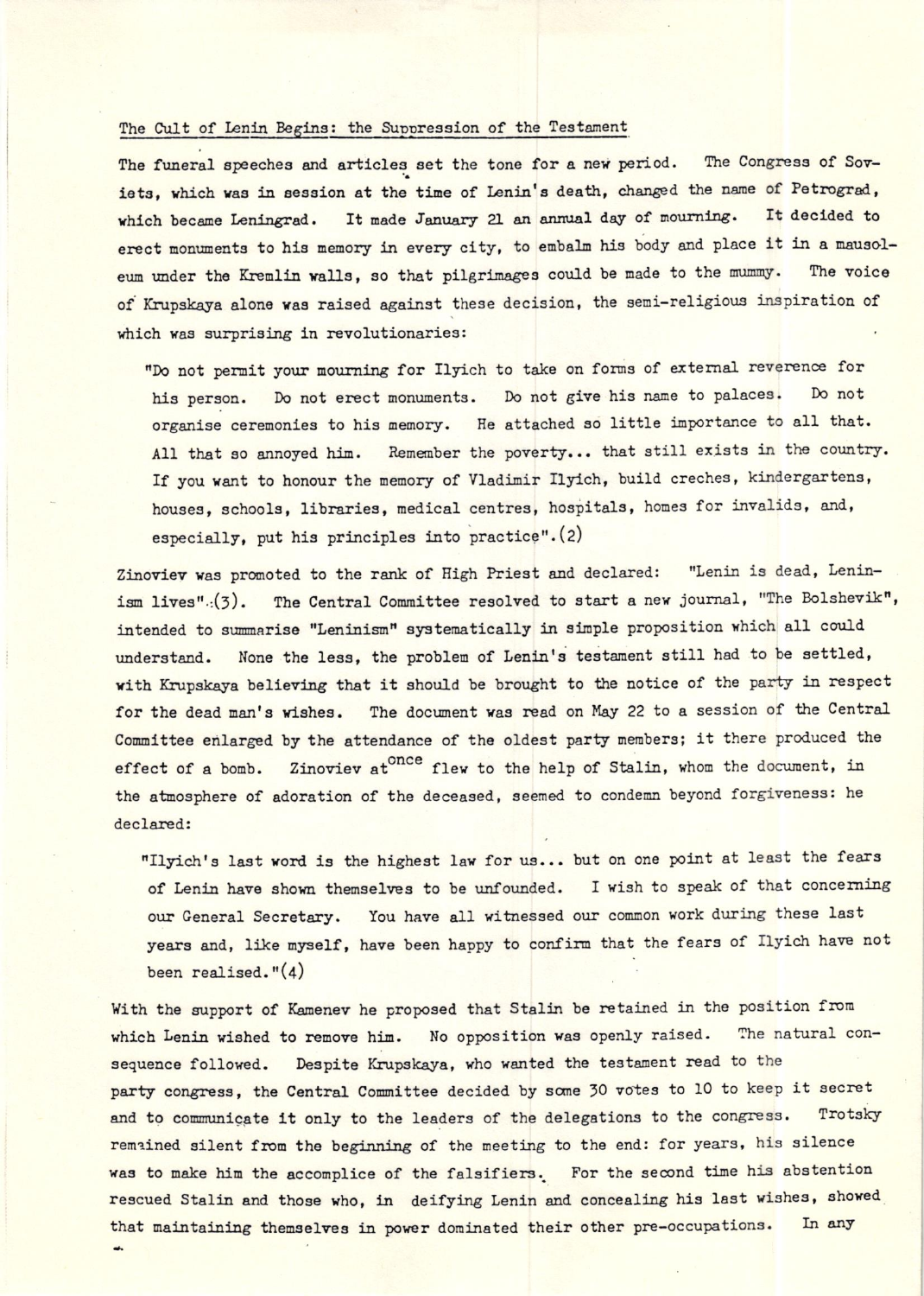## The Cult of Lenin Begins: the Suppression of the Testament

The funeral speeches and articles set the tone for a new period. The Congress of Soviets, which was in session at the time of Lenin's death, changed the name of Petrograd, which became Leningrad. It made January 21 an annual day of mourning. It decided to erect monuments to his memory in every city, to embalm his body and place it in a mausoleum under the Kremlin walls, so that pilgrimages could be made to the mummy. The voice of Krupskaya alone was raised against these decision, the semi-religious inspiration of which was surprising in revolutionaries:

> "Do not permit your mourning for Ilyich to take on forms of external reverence for his person. Do not erect monuments. Do not give his name to palaces. Do not organise ceremonies to his memory. He attached so little importance to all that. All that so annoyed him. Remember the poverty... that still exists in the country. If you want to honour the memory of Vladimir Ilyich, build creches, kindergartens, houses, schools, libraries, medical centres, hospitals, homes for invalids, and, especially, put his principles into practice".(2)

Zinoviev was promoted to the rank of High Priest and declared: "Lenin is dead, Leninism lives".(3). The Central Committee resolved to start a new journal, "The Bolshevik", intended to summarise "Leninism" systematically in simple proposition which all could understand. None the less, the problem of Lenin's testament still had to be settled, with Krupskaya believing that it should be brought to the notice of the party in respect for the dead man's wishes. The document was read on May 22 to a session of the Central Committee enlarged by the attendance of the oldest party members; it there produced the effect of a bomb. Zinoviev at once flew to the help of Stalin, whom the document, in the atmosphere of adoration of the deceased, seemed to condemn beyond forgiveness: he declared:

> "Ilyich's last word is the highest law for us... but on one point at least the fears of Lenin have shown themselves to be unfounded. I wish to speak of that concerning our General Secretary. You have all witnessed our common work during these last years and, like myself, have been happy to confirm that the fears of Ilyich have not been realised."(4)

With the support of Kamenev he proposed that Stalin be retained in the position from which Lenin wished to remove him. No opposition was openly raised. The natural consequence followed. Despite Krupskaya, who wanted the testament read to the party congress, the Central Committee decided by some 30 votes to 10 to keep it secret and to communicate it only to the leaders of the delegations to the congress. Trotsky remained silent from the beginning of the meeting to the end: for years, his silence was to make him the accomplice of the falsifiers. For the second time his abstention rescued Stalin and those who, in deifying Lenin and concealing his last wishes, showed that maintaining themselves in power dominated their other pre-occupations. In any